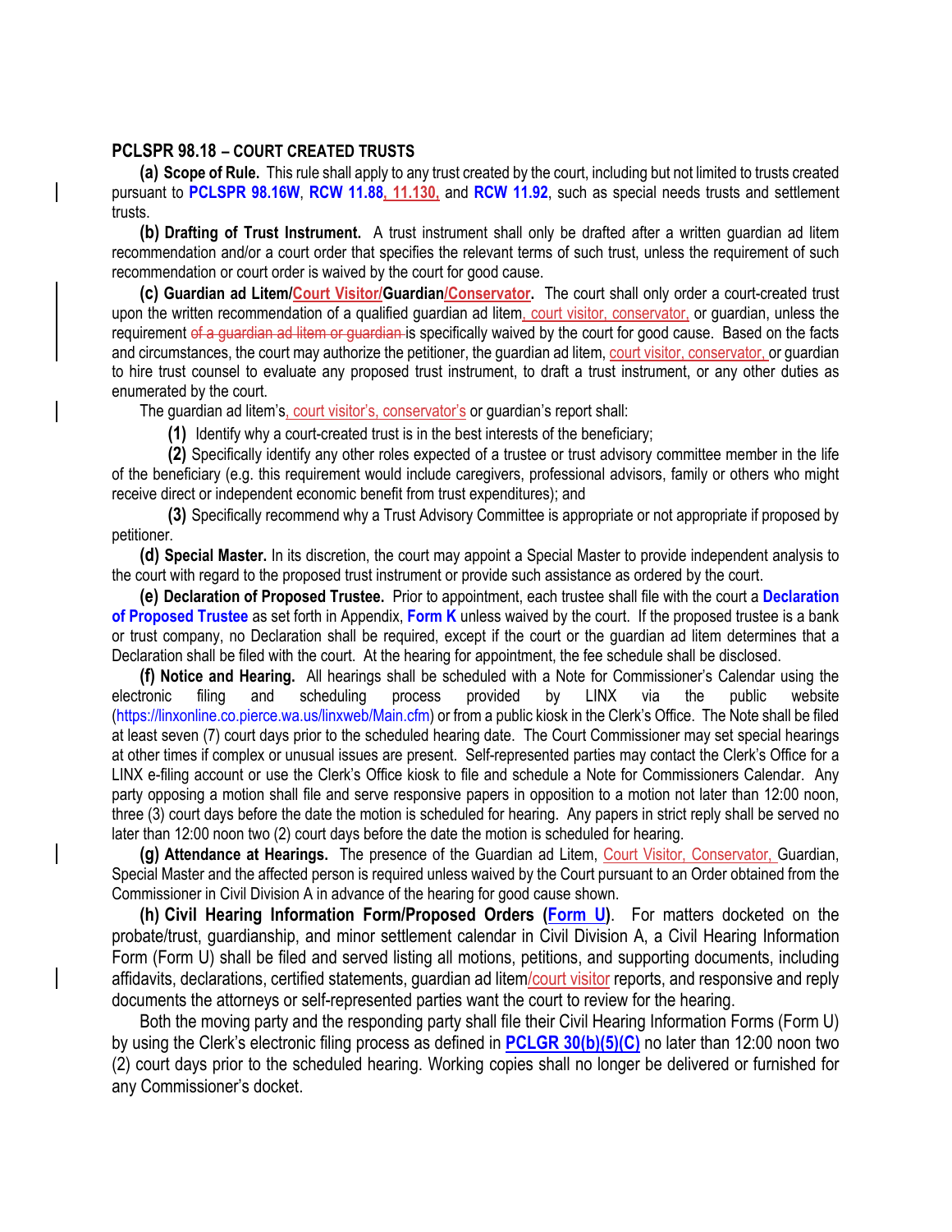## PCLSPR 98.18 – COURT CREATED TRUSTS

**(a) Scope of Rule.** This rule shall apply to any trust created by the court, including but not limited to trusts created pursuant to **PCLSPR 98.16W**, **RCW 11.88, 11.130,** and **RCW 11.92**, such as special needs trusts and settlement trusts.

**(b) Drafting of Trust Instrument.** A trust instrument shall only be drafted after a written guardian ad litem recommendation and/or a court order that specifies the relevant terms of such trust, unless the requirement of such recommendation or court order is waived by the court for good cause.

**(c) Guardian ad Litem/Court Visitor/Guardian/Conservator.** The court shall only order a court-created trust upon the written recommendation of a qualified guardian ad litem, court visitor, conservator, or guardian, unless the requirement ~~of a guardian ad litem or guardian~~ is specifically waived by the court for good cause. Based on the facts and circumstances, the court may authorize the petitioner, the guardian ad litem, court visitor, conservator, or guardian to hire trust counsel to evaluate any proposed trust instrument, to draft a trust instrument, or any other duties as enumerated by the court.

The guardian ad litem's, court visitor's, conservator's or guardian's report shall:

**(1)** Identify why a court-created trust is in the best interests of the beneficiary;

**(2)** Specifically identify any other roles expected of a trustee or trust advisory committee member in the life of the beneficiary (e.g. this requirement would include caregivers, professional advisors, family or others who might receive direct or independent economic benefit from trust expenditures); and

**(3)** Specifically recommend why a Trust Advisory Committee is appropriate or not appropriate if proposed by petitioner.

**(d) Special Master.** In its discretion, the court may appoint a Special Master to provide independent analysis to the court with regard to the proposed trust instrument or provide such assistance as ordered by the court.

**(e) Declaration of Proposed Trustee.** Prior to appointment, each trustee shall file with the court a **Declaration of Proposed Trustee** as set forth in Appendix, **Form K** unless waived by the court. If the proposed trustee is a bank or trust company, no Declaration shall be required, except if the court or the guardian ad litem determines that a Declaration shall be filed with the court. At the hearing for appointment, the fee schedule shall be disclosed.

**(f) Notice and Hearing.** All hearings shall be scheduled with a Note for Commissioner's Calendar using the electronic filing and scheduling process provided by LINX via the public website (https://linxonline.co.pierce.wa.us/linxweb/Main.cfm) or from a public kiosk in the Clerk's Office. The Note shall be filed at least seven (7) court days prior to the scheduled hearing date. The Court Commissioner may set special hearings at other times if complex or unusual issues are present. Self-represented parties may contact the Clerk's Office for a LINX e-filing account or use the Clerk's Office kiosk to file and schedule a Note for Commissioners Calendar. Any party opposing a motion shall file and serve responsive papers in opposition to a motion not later than 12:00 noon, three (3) court days before the date the motion is scheduled for hearing. Any papers in strict reply shall be served no later than 12:00 noon two (2) court days before the date the motion is scheduled for hearing.

**(g) Attendance at Hearings.** The presence of the Guardian ad Litem, Court Visitor, Conservator, Guardian, Special Master and the affected person is required unless waived by the Court pursuant to an Order obtained from the Commissioner in Civil Division A in advance of the hearing for good cause shown.

**(h) Civil Hearing Information Form/Proposed Orders (Form U).** For matters docketed on the probate/trust, guardianship, and minor settlement calendar in Civil Division A, a Civil Hearing Information Form (Form U) shall be filed and served listing all motions, petitions, and supporting documents, including affidavits, declarations, certified statements, guardian ad litem/court visitor reports, and responsive and reply documents the attorneys or self-represented parties want the court to review for the hearing.

Both the moving party and the responding party shall file their Civil Hearing Information Forms (Form U) by using the Clerk's electronic filing process as defined in **PCLGR 30(b)(5)(C)** no later than 12:00 noon two (2) court days prior to the scheduled hearing. Working copies shall no longer be delivered or furnished for any Commissioner's docket.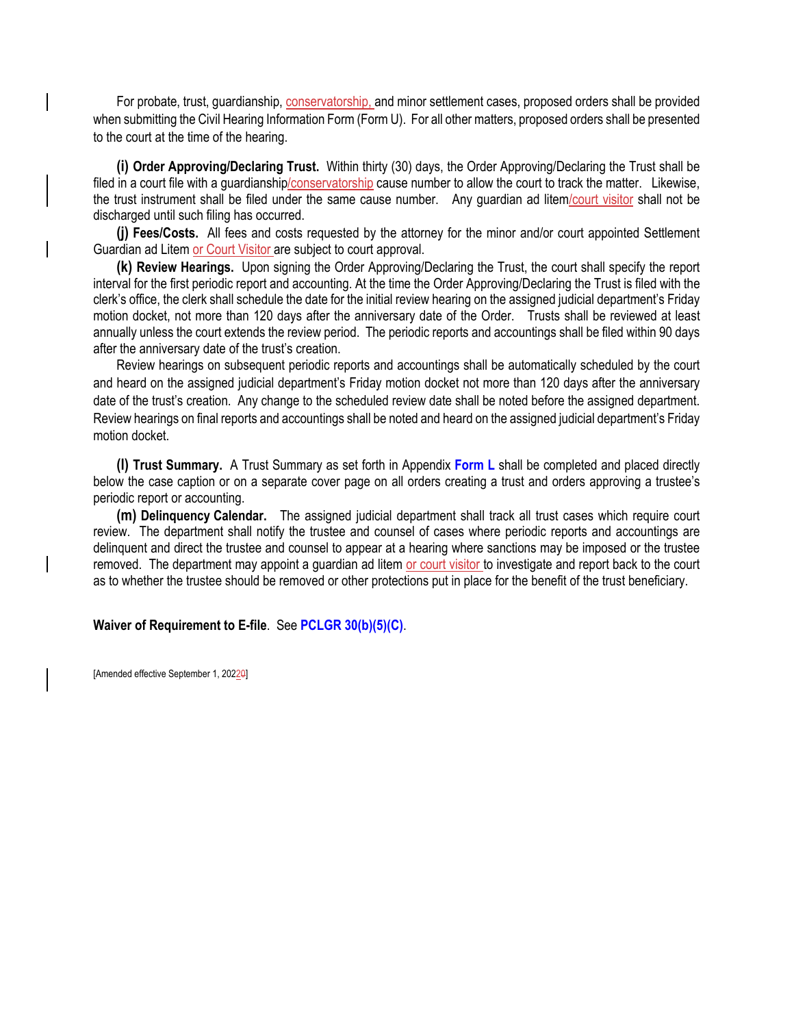For probate, trust, guardianship, conservatorship, and minor settlement cases, proposed orders shall be provided when submitting the Civil Hearing Information Form (Form U). For all other matters, proposed orders shall be presented to the court at the time of the hearing.

**(i) Order Approving/Declaring Trust.** Within thirty (30) days, the Order Approving/Declaring the Trust shall be filed in a court file with a guardianship/conservatorship cause number to allow the court to track the matter. Likewise, the trust instrument shall be filed under the same cause number. Any guardian ad litem/court visitor shall not be discharged until such filing has occurred.

**(j) Fees/Costs.** All fees and costs requested by the attorney for the minor and/or court appointed Settlement Guardian ad Litem or Court Visitor are subject to court approval.

**(k) Review Hearings.** Upon signing the Order Approving/Declaring the Trust, the court shall specify the report interval for the first periodic report and accounting. At the time the Order Approving/Declaring the Trust is filed with the clerk's office, the clerk shall schedule the date for the initial review hearing on the assigned judicial department's Friday motion docket, not more than 120 days after the anniversary date of the Order. Trusts shall be reviewed at least annually unless the court extends the review period. The periodic reports and accountings shall be filed within 90 days after the anniversary date of the trust's creation.

Review hearings on subsequent periodic reports and accountings shall be automatically scheduled by the court and heard on the assigned judicial department's Friday motion docket not more than 120 days after the anniversary date of the trust's creation. Any change to the scheduled review date shall be noted before the assigned department. Review hearings on final reports and accountings shall be noted and heard on the assigned judicial department's Friday motion docket.

**(l) Trust Summary.** A Trust Summary as set forth in Appendix **Form L** shall be completed and placed directly below the case caption or on a separate cover page on all orders creating a trust and orders approving a trustee's periodic report or accounting.

**(m) Delinquency Calendar.** The assigned judicial department shall track all trust cases which require court review. The department shall notify the trustee and counsel of cases where periodic reports and accountings are delinquent and direct the trustee and counsel to appear at a hearing where sanctions may be imposed or the trustee removed. The department may appoint a guardian ad litem or court visitor to investigate and report back to the court as to whether the trustee should be removed or other protections put in place for the benefit of the trust beneficiary.

**Waiver of Requirement to E-file**. See **PCLGR 30(b)(5)(C)**.

[Amended effective September 1, 2022]